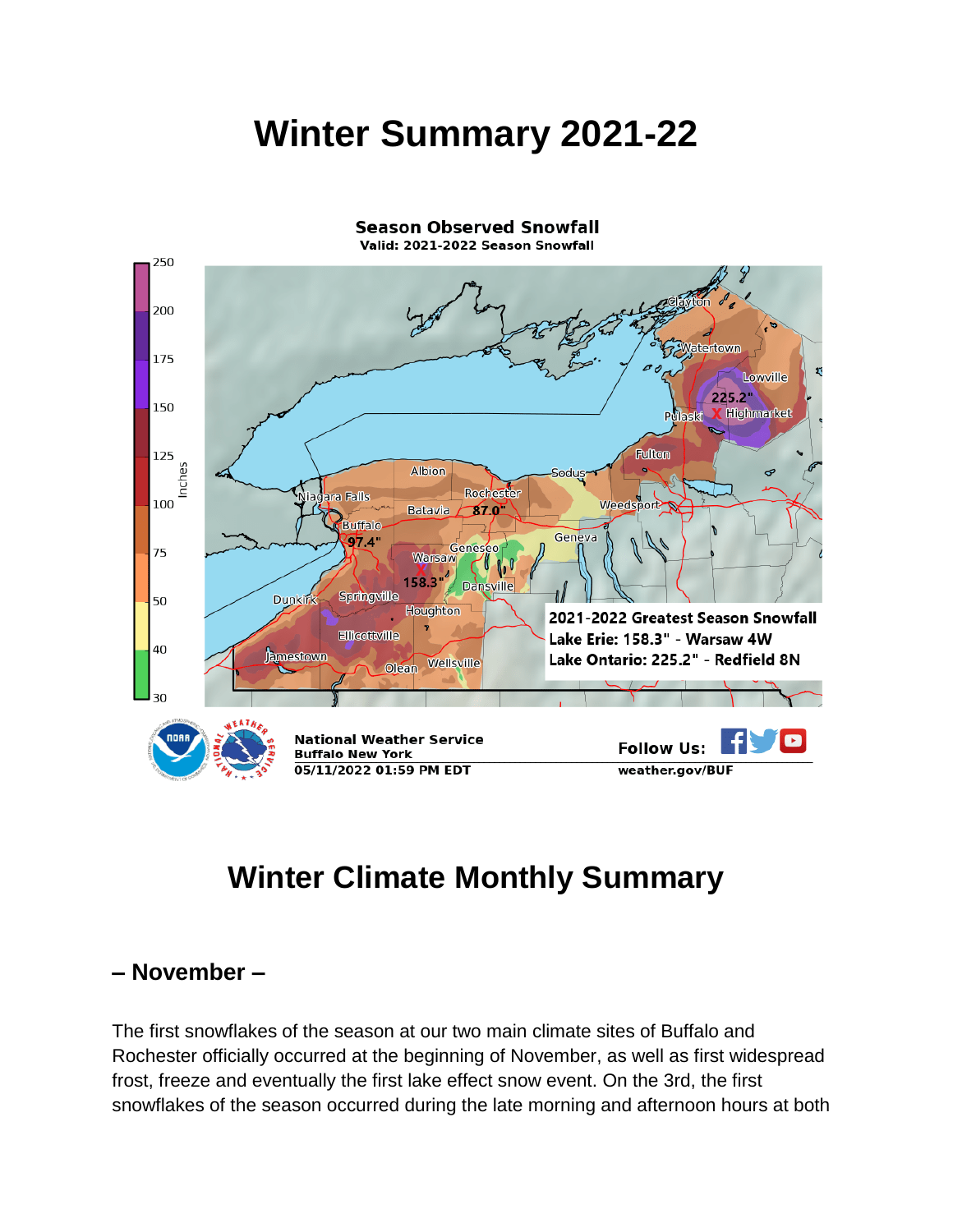# Winter Summary 2021-22

**Season Observed Snowfall**
**Valid: 2021-2022 Season Snowfall**

2021-2022 Greatest Season Snowfall
Lake Erie: 158.3" - Warsaw 4W
Lake Ontario: 225.2" - Redfield 8N

National Weather Service
Buffalo New York
05/11/2022 01:59 PM EDT

Follow Us:
weather.gov/BUF

# Winter Climate Monthly Summary

## – November –

The first snowflakes of the season at our two main climate sites of Buffalo and Rochester officially occurred at the beginning of November, as well as first widespread frost, freeze and eventually the first lake effect snow event. On the 3rd, the first snowflakes of the season occurred during the late morning and afternoon hours at both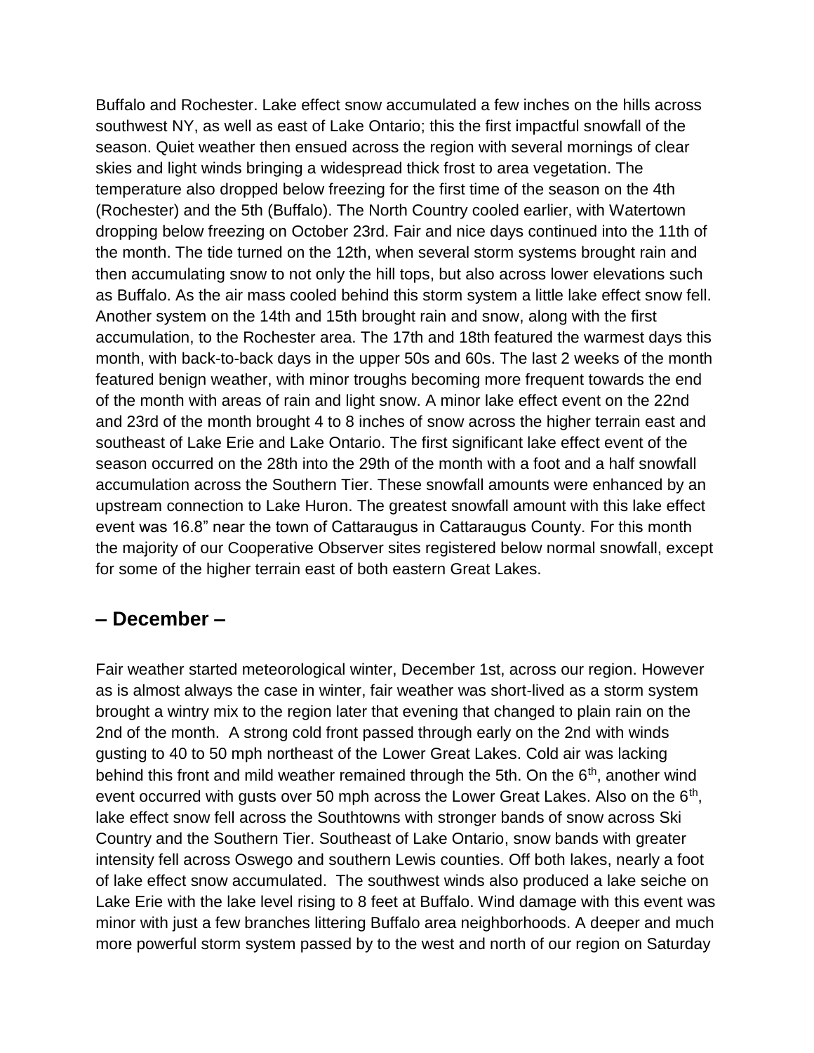Buffalo and Rochester. Lake effect snow accumulated a few inches on the hills across southwest NY, as well as east of Lake Ontario; this the first impactful snowfall of the season. Quiet weather then ensued across the region with several mornings of clear skies and light winds bringing a widespread thick frost to area vegetation. The temperature also dropped below freezing for the first time of the season on the 4th (Rochester) and the 5th (Buffalo). The North Country cooled earlier, with Watertown dropping below freezing on October 23rd. Fair and nice days continued into the 11th of the month. The tide turned on the 12th, when several storm systems brought rain and then accumulating snow to not only the hill tops, but also across lower elevations such as Buffalo. As the air mass cooled behind this storm system a little lake effect snow fell. Another system on the 14th and 15th brought rain and snow, along with the first accumulation, to the Rochester area. The 17th and 18th featured the warmest days this month, with back-to-back days in the upper 50s and 60s. The last 2 weeks of the month featured benign weather, with minor troughs becoming more frequent towards the end of the month with areas of rain and light snow. A minor lake effect event on the 22nd and 23rd of the month brought 4 to 8 inches of snow across the higher terrain east and southeast of Lake Erie and Lake Ontario. The first significant lake effect event of the season occurred on the 28th into the 29th of the month with a foot and a half snowfall accumulation across the Southern Tier. These snowfall amounts were enhanced by an upstream connection to Lake Huron. The greatest snowfall amount with this lake effect event was 16.8" near the town of Cattaraugus in Cattaraugus County. For this month the majority of our Cooperative Observer sites registered below normal snowfall, except for some of the higher terrain east of both eastern Great Lakes.

## – December –

Fair weather started meteorological winter, December 1st, across our region. However as is almost always the case in winter, fair weather was short-lived as a storm system brought a wintry mix to the region later that evening that changed to plain rain on the 2nd of the month. A strong cold front passed through early on the 2nd with winds gusting to 40 to 50 mph northeast of the Lower Great Lakes. Cold air was lacking behind this front and mild weather remained through the 5th. On the 6th, another wind event occurred with gusts over 50 mph across the Lower Great Lakes. Also on the 6th, lake effect snow fell across the Southtowns with stronger bands of snow across Ski Country and the Southern Tier. Southeast of Lake Ontario, snow bands with greater intensity fell across Oswego and southern Lewis counties. Off both lakes, nearly a foot of lake effect snow accumulated. The southwest winds also produced a lake seiche on Lake Erie with the lake level rising to 8 feet at Buffalo. Wind damage with this event was minor with just a few branches littering Buffalo area neighborhoods. A deeper and much more powerful storm system passed by to the west and north of our region on Saturday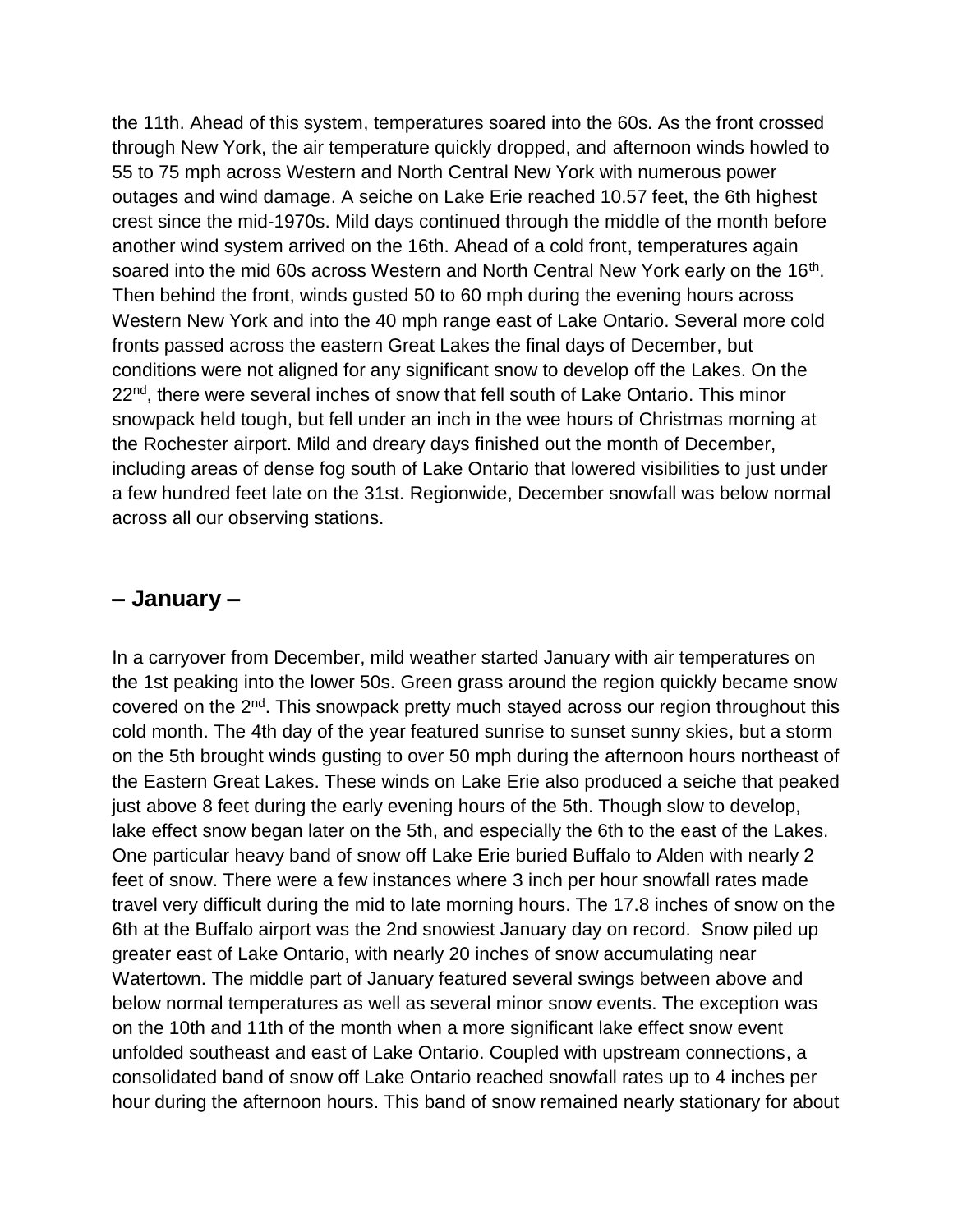the 11th. Ahead of this system, temperatures soared into the 60s. As the front crossed through New York, the air temperature quickly dropped, and afternoon winds howled to 55 to 75 mph across Western and North Central New York with numerous power outages and wind damage. A seiche on Lake Erie reached 10.57 feet, the 6th highest crest since the mid-1970s. Mild days continued through the middle of the month before another wind system arrived on the 16th. Ahead of a cold front, temperatures again soared into the mid 60s across Western and North Central New York early on the 16th. Then behind the front, winds gusted 50 to 60 mph during the evening hours across Western New York and into the 40 mph range east of Lake Ontario. Several more cold fronts passed across the eastern Great Lakes the final days of December, but conditions were not aligned for any significant snow to develop off the Lakes. On the 22nd, there were several inches of snow that fell south of Lake Ontario. This minor snowpack held tough, but fell under an inch in the wee hours of Christmas morning at the Rochester airport. Mild and dreary days finished out the month of December, including areas of dense fog south of Lake Ontario that lowered visibilities to just under a few hundred feet late on the 31st. Regionwide, December snowfall was below normal across all our observing stations.

## – January –

In a carryover from December, mild weather started January with air temperatures on the 1st peaking into the lower 50s. Green grass around the region quickly became snow covered on the 2nd. This snowpack pretty much stayed across our region throughout this cold month. The 4th day of the year featured sunrise to sunset sunny skies, but a storm on the 5th brought winds gusting to over 50 mph during the afternoon hours northeast of the Eastern Great Lakes. These winds on Lake Erie also produced a seiche that peaked just above 8 feet during the early evening hours of the 5th. Though slow to develop, lake effect snow began later on the 5th, and especially the 6th to the east of the Lakes. One particular heavy band of snow off Lake Erie buried Buffalo to Alden with nearly 2 feet of snow. There were a few instances where 3 inch per hour snowfall rates made travel very difficult during the mid to late morning hours. The 17.8 inches of snow on the 6th at the Buffalo airport was the 2nd snowiest January day on record. Snow piled up greater east of Lake Ontario, with nearly 20 inches of snow accumulating near Watertown. The middle part of January featured several swings between above and below normal temperatures as well as several minor snow events. The exception was on the 10th and 11th of the month when a more significant lake effect snow event unfolded southeast and east of Lake Ontario. Coupled with upstream connections, a consolidated band of snow off Lake Ontario reached snowfall rates up to 4 inches per hour during the afternoon hours. This band of snow remained nearly stationary for about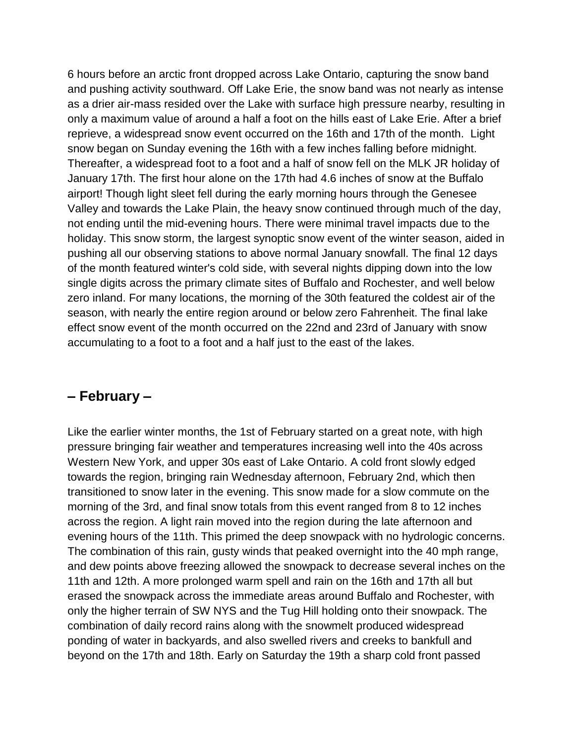6 hours before an arctic front dropped across Lake Ontario, capturing the snow band and pushing activity southward. Off Lake Erie, the snow band was not nearly as intense as a drier air-mass resided over the Lake with surface high pressure nearby, resulting in only a maximum value of around a half a foot on the hills east of Lake Erie. After a brief reprieve, a widespread snow event occurred on the 16th and 17th of the month. Light snow began on Sunday evening the 16th with a few inches falling before midnight. Thereafter, a widespread foot to a foot and a half of snow fell on the MLK JR holiday of January 17th. The first hour alone on the 17th had 4.6 inches of snow at the Buffalo airport! Though light sleet fell during the early morning hours through the Genesee Valley and towards the Lake Plain, the heavy snow continued through much of the day, not ending until the mid-evening hours. There were minimal travel impacts due to the holiday. This snow storm, the largest synoptic snow event of the winter season, aided in pushing all our observing stations to above normal January snowfall. The final 12 days of the month featured winter's cold side, with several nights dipping down into the low single digits across the primary climate sites of Buffalo and Rochester, and well below zero inland. For many locations, the morning of the 30th featured the coldest air of the season, with nearly the entire region around or below zero Fahrenheit. The final lake effect snow event of the month occurred on the 22nd and 23rd of January with snow accumulating to a foot to a foot and a half just to the east of the lakes.

## – February –

Like the earlier winter months, the 1st of February started on a great note, with high pressure bringing fair weather and temperatures increasing well into the 40s across Western New York, and upper 30s east of Lake Ontario. A cold front slowly edged towards the region, bringing rain Wednesday afternoon, February 2nd, which then transitioned to snow later in the evening. This snow made for a slow commute on the morning of the 3rd, and final snow totals from this event ranged from 8 to 12 inches across the region. A light rain moved into the region during the late afternoon and evening hours of the 11th. This primed the deep snowpack with no hydrologic concerns. The combination of this rain, gusty winds that peaked overnight into the 40 mph range, and dew points above freezing allowed the snowpack to decrease several inches on the 11th and 12th. A more prolonged warm spell and rain on the 16th and 17th all but erased the snowpack across the immediate areas around Buffalo and Rochester, with only the higher terrain of SW NYS and the Tug Hill holding onto their snowpack. The combination of daily record rains along with the snowmelt produced widespread ponding of water in backyards, and also swelled rivers and creeks to bankfull and beyond on the 17th and 18th. Early on Saturday the 19th a sharp cold front passed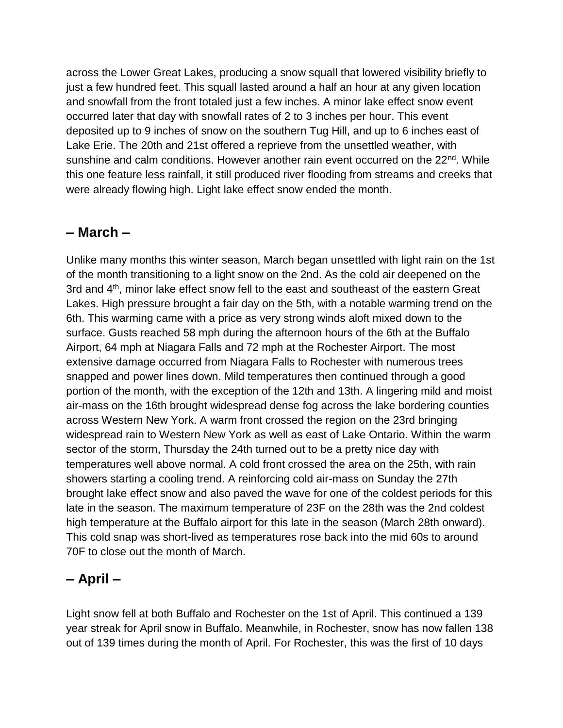across the Lower Great Lakes, producing a snow squall that lowered visibility briefly to just a few hundred feet. This squall lasted around a half an hour at any given location and snowfall from the front totaled just a few inches. A minor lake effect snow event occurred later that day with snowfall rates of 2 to 3 inches per hour. This event deposited up to 9 inches of snow on the southern Tug Hill, and up to 6 inches east of Lake Erie. The 20th and 21st offered a reprieve from the unsettled weather, with sunshine and calm conditions. However another rain event occurred on the 22nd. While this one feature less rainfall, it still produced river flooding from streams and creeks that were already flowing high. Light lake effect snow ended the month.

## – March –

Unlike many months this winter season, March began unsettled with light rain on the 1st of the month transitioning to a light snow on the 2nd. As the cold air deepened on the 3rd and 4th, minor lake effect snow fell to the east and southeast of the eastern Great Lakes. High pressure brought a fair day on the 5th, with a notable warming trend on the 6th. This warming came with a price as very strong winds aloft mixed down to the surface. Gusts reached 58 mph during the afternoon hours of the 6th at the Buffalo Airport, 64 mph at Niagara Falls and 72 mph at the Rochester Airport. The most extensive damage occurred from Niagara Falls to Rochester with numerous trees snapped and power lines down. Mild temperatures then continued through a good portion of the month, with the exception of the 12th and 13th. A lingering mild and moist air-mass on the 16th brought widespread dense fog across the lake bordering counties across Western New York. A warm front crossed the region on the 23rd bringing widespread rain to Western New York as well as east of Lake Ontario. Within the warm sector of the storm, Thursday the 24th turned out to be a pretty nice day with temperatures well above normal. A cold front crossed the area on the 25th, with rain showers starting a cooling trend. A reinforcing cold air-mass on Sunday the 27th brought lake effect snow and also paved the wave for one of the coldest periods for this late in the season. The maximum temperature of 23F on the 28th was the 2nd coldest high temperature at the Buffalo airport for this late in the season (March 28th onward). This cold snap was short-lived as temperatures rose back into the mid 60s to around 70F to close out the month of March.

## – April –

Light snow fell at both Buffalo and Rochester on the 1st of April. This continued a 139 year streak for April snow in Buffalo. Meanwhile, in Rochester, snow has now fallen 138 out of 139 times during the month of April. For Rochester, this was the first of 10 days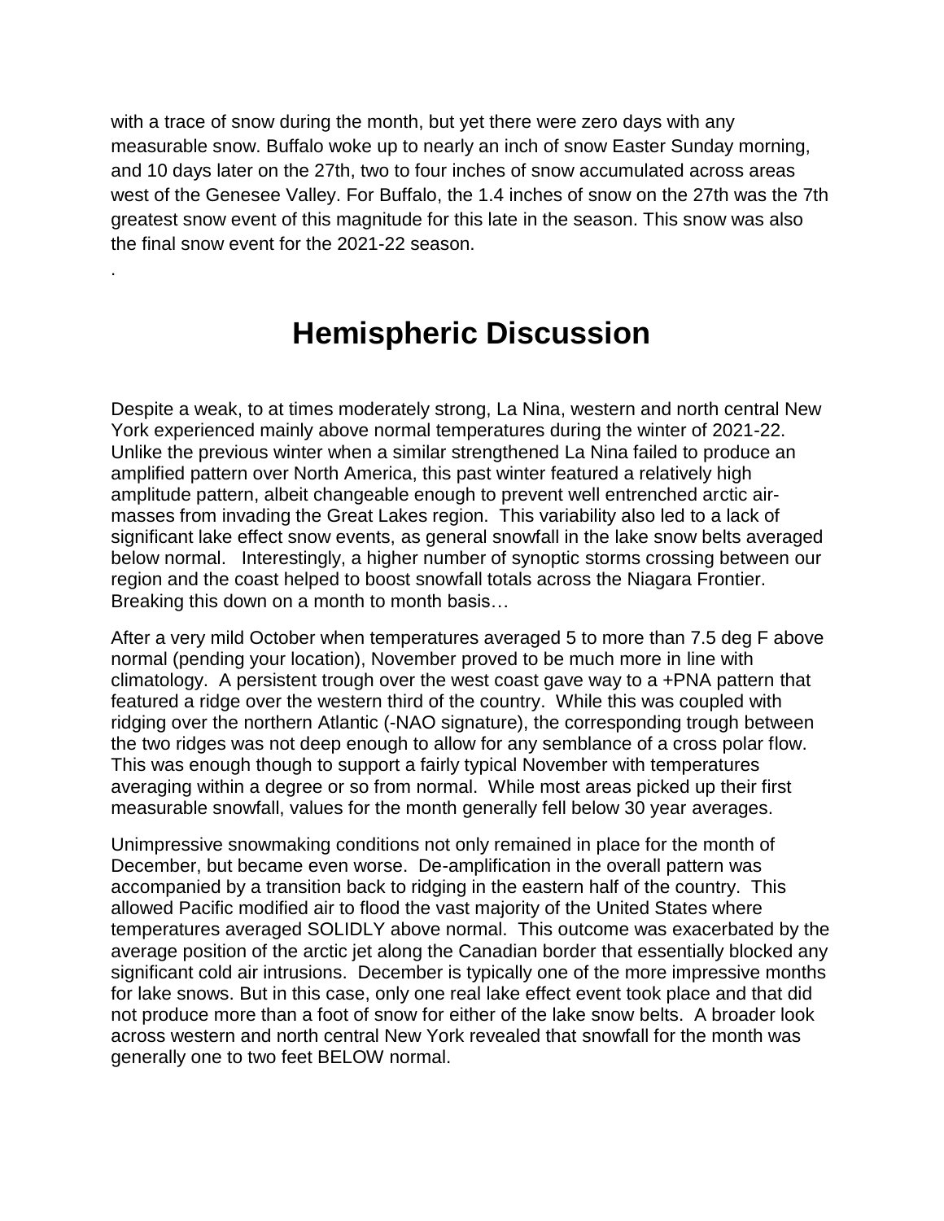with a trace of snow during the month, but yet there were zero days with any measurable snow. Buffalo woke up to nearly an inch of snow Easter Sunday morning, and 10 days later on the 27th, two to four inches of snow accumulated across areas west of the Genesee Valley. For Buffalo, the 1.4 inches of snow on the 27th was the 7th greatest snow event of this magnitude for this late in the season. This snow was also the final snow event for the 2021-22 season.

.

# Hemispheric Discussion

Despite a weak, to at times moderately strong, La Nina, western and north central New York experienced mainly above normal temperatures during the winter of 2021-22. Unlike the previous winter when a similar strengthened La Nina failed to produce an amplified pattern over North America, this past winter featured a relatively high amplitude pattern, albeit changeable enough to prevent well entrenched arctic air-masses from invading the Great Lakes region. This variability also led to a lack of significant lake effect snow events, as general snowfall in the lake snow belts averaged below normal. Interestingly, a higher number of synoptic storms crossing between our region and the coast helped to boost snowfall totals across the Niagara Frontier. Breaking this down on a month to month basis…

After a very mild October when temperatures averaged 5 to more than 7.5 deg F above normal (pending your location), November proved to be much more in line with climatology. A persistent trough over the west coast gave way to a +PNA pattern that featured a ridge over the western third of the country. While this was coupled with ridging over the northern Atlantic (-NAO signature), the corresponding trough between the two ridges was not deep enough to allow for any semblance of a cross polar flow. This was enough though to support a fairly typical November with temperatures averaging within a degree or so from normal. While most areas picked up their first measurable snowfall, values for the month generally fell below 30 year averages.

Unimpressive snowmaking conditions not only remained in place for the month of December, but became even worse. De-amplification in the overall pattern was accompanied by a transition back to ridging in the eastern half of the country. This allowed Pacific modified air to flood the vast majority of the United States where temperatures averaged SOLIDLY above normal. This outcome was exacerbated by the average position of the arctic jet along the Canadian border that essentially blocked any significant cold air intrusions. December is typically one of the more impressive months for lake snows. But in this case, only one real lake effect event took place and that did not produce more than a foot of snow for either of the lake snow belts. A broader look across western and north central New York revealed that snowfall for the month was generally one to two feet BELOW normal.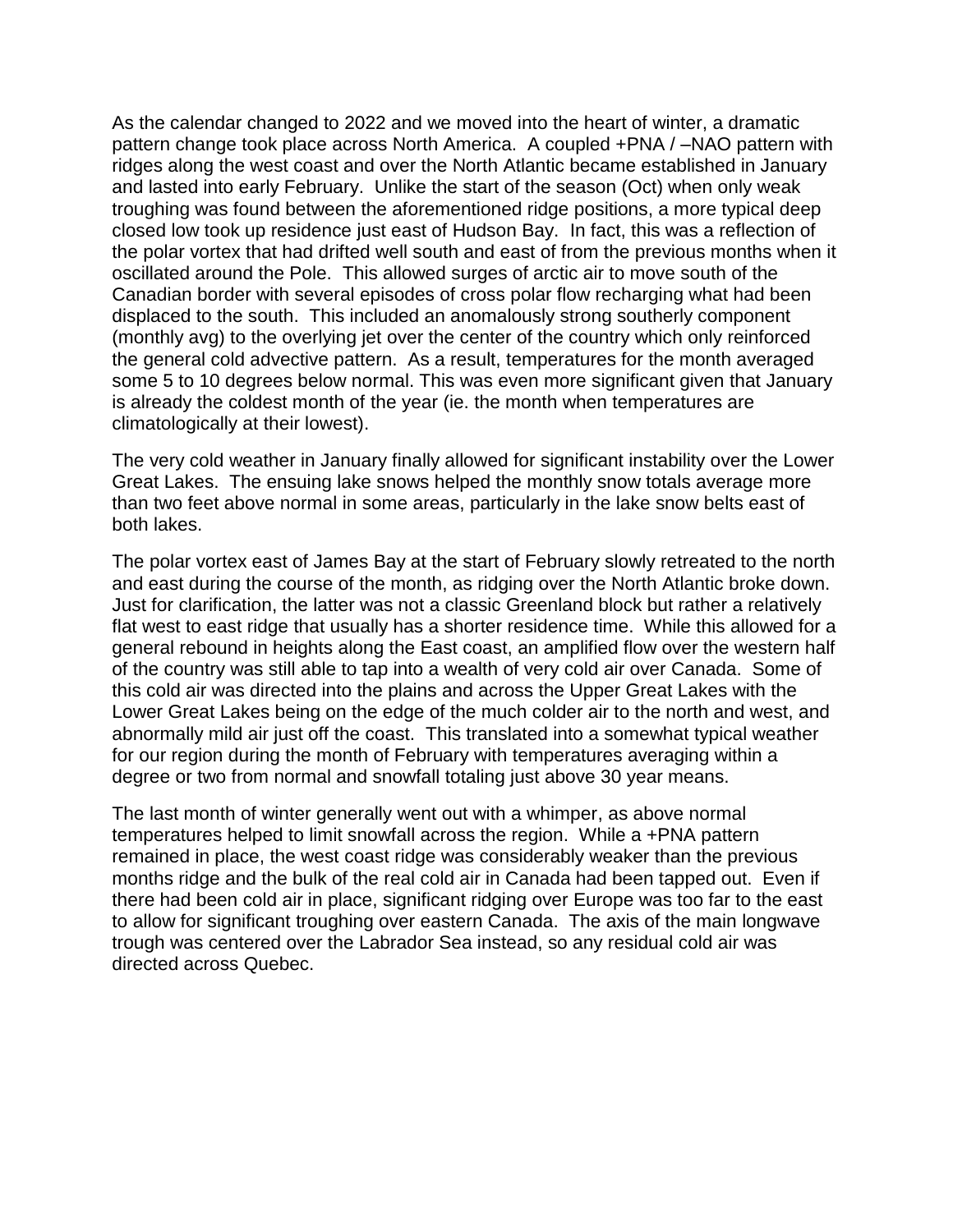As the calendar changed to 2022 and we moved into the heart of winter, a dramatic pattern change took place across North America. A coupled +PNA / –NAO pattern with ridges along the west coast and over the North Atlantic became established in January and lasted into early February. Unlike the start of the season (Oct) when only weak troughing was found between the aforementioned ridge positions, a more typical deep closed low took up residence just east of Hudson Bay. In fact, this was a reflection of the polar vortex that had drifted well south and east of from the previous months when it oscillated around the Pole. This allowed surges of arctic air to move south of the Canadian border with several episodes of cross polar flow recharging what had been displaced to the south. This included an anomalously strong southerly component (monthly avg) to the overlying jet over the center of the country which only reinforced the general cold advective pattern. As a result, temperatures for the month averaged some 5 to 10 degrees below normal. This was even more significant given that January is already the coldest month of the year (ie. the month when temperatures are climatologically at their lowest).

The very cold weather in January finally allowed for significant instability over the Lower Great Lakes. The ensuing lake snows helped the monthly snow totals average more than two feet above normal in some areas, particularly in the lake snow belts east of both lakes.

The polar vortex east of James Bay at the start of February slowly retreated to the north and east during the course of the month, as ridging over the North Atlantic broke down. Just for clarification, the latter was not a classic Greenland block but rather a relatively flat west to east ridge that usually has a shorter residence time. While this allowed for a general rebound in heights along the East coast, an amplified flow over the western half of the country was still able to tap into a wealth of very cold air over Canada. Some of this cold air was directed into the plains and across the Upper Great Lakes with the Lower Great Lakes being on the edge of the much colder air to the north and west, and abnormally mild air just off the coast. This translated into a somewhat typical weather for our region during the month of February with temperatures averaging within a degree or two from normal and snowfall totaling just above 30 year means.

The last month of winter generally went out with a whimper, as above normal temperatures helped to limit snowfall across the region. While a +PNA pattern remained in place, the west coast ridge was considerably weaker than the previous months ridge and the bulk of the real cold air in Canada had been tapped out. Even if there had been cold air in place, significant ridging over Europe was too far to the east to allow for significant troughing over eastern Canada. The axis of the main longwave trough was centered over the Labrador Sea instead, so any residual cold air was directed across Quebec.